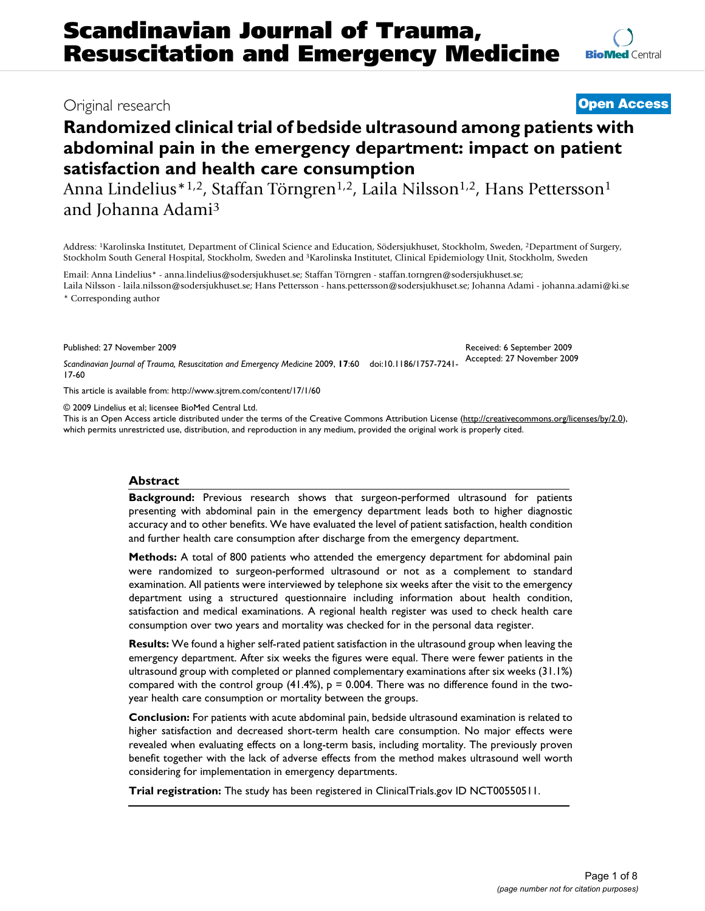Original research

**Open Access**

# Randomized clinical trial of bedside ultrasound among patients with abdominal pain in the emergency department: impact on patient satisfaction and health care consumption

Anna Lindelius*[1,2], Staffan Törngren[1,2], Laila Nilsson[1,2], Hans Pettersson[1] and Johanna Adami[3]

Address: [1]Karolinska Institutet, Department of Clinical Science and Education, Södersjukhuset, Stockholm, Sweden, [2]Department of Surgery, Stockholm South General Hospital, Stockholm, Sweden and [3]Karolinska Institutet, Clinical Epidemiology Unit, Stockholm, Sweden

Email: Anna Lindelius* - anna.lindelius@sodersjukhuset.se; Staffan Törngren - staffan.torngren@sodersjukhuset.se; Laila Nilsson - laila.nilsson@sodersjukhuset.se; Hans Pettersson - hans.pettersson@sodersjukhuset.se; Johanna Adami - johanna.adami@ki.se

\* Corresponding author

Published: 27 November 2009

Received: 6 September 2009

Accepted: 27 November 2009

*Scandinavian Journal of Trauma, Resuscitation and Emergency Medicine* 2009, **17**:60 doi:10.1186/1757-7241-17-60

This article is available from: http://www.sjtrem.com/content/17/1/60

© 2009 Lindelius et al; licensee BioMed Central Ltd.

This is an Open Access article distributed under the terms of the Creative Commons Attribution License (http://creativecommons.org/licenses/by/2.0), which permits unrestricted use, distribution, and reproduction in any medium, provided the original work is properly cited.

## Abstract

**Background:** Previous research shows that surgeon-performed ultrasound for patients presenting with abdominal pain in the emergency department leads both to higher diagnostic accuracy and to other benefits. We have evaluated the level of patient satisfaction, health condition and further health care consumption after discharge from the emergency department.

**Methods:** A total of 800 patients who attended the emergency department for abdominal pain were randomized to surgeon-performed ultrasound or not as a complement to standard examination. All patients were interviewed by telephone six weeks after the visit to the emergency department using a structured questionnaire including information about health condition, satisfaction and medical examinations. A regional health register was used to check health care consumption over two years and mortality was checked for in the personal data register.

**Results:** We found a higher self-rated patient satisfaction in the ultrasound group when leaving the emergency department. After six weeks the figures were equal. There were fewer patients in the ultrasound group with completed or planned complementary examinations after six weeks (31.1%) compared with the control group (41.4%), p = 0.004. There was no difference found in the two-year health care consumption or mortality between the groups.

**Conclusion:** For patients with acute abdominal pain, bedside ultrasound examination is related to higher satisfaction and decreased short-term health care consumption. No major effects were revealed when evaluating effects on a long-term basis, including mortality. The previously proven benefit together with the lack of adverse effects from the method makes ultrasound well worth considering for implementation in emergency departments.

**Trial registration:** The study has been registered in ClinicalTrials.gov ID NCT00550511.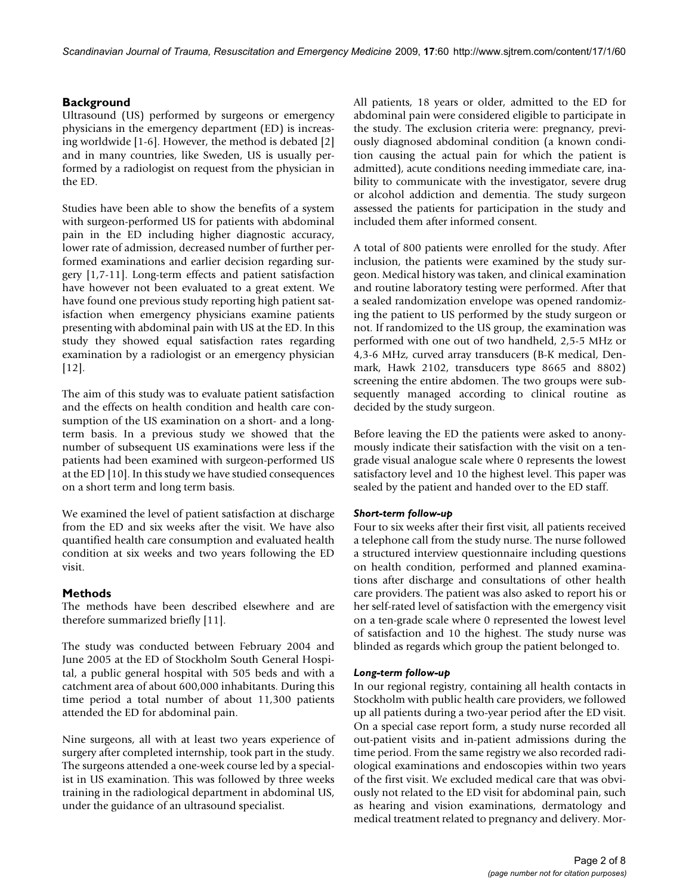## Background

Ultrasound (US) performed by surgeons or emergency physicians in the emergency department (ED) is increasing worldwide [1-6]. However, the method is debated [2] and in many countries, like Sweden, US is usually performed by a radiologist on request from the physician in the ED.

Studies have been able to show the benefits of a system with surgeon-performed US for patients with abdominal pain in the ED including higher diagnostic accuracy, lower rate of admission, decreased number of further performed examinations and earlier decision regarding surgery [1,7-11]. Long-term effects and patient satisfaction have however not been evaluated to a great extent. We have found one previous study reporting high patient satisfaction when emergency physicians examine patients presenting with abdominal pain with US at the ED. In this study they showed equal satisfaction rates regarding examination by a radiologist or an emergency physician [12].

The aim of this study was to evaluate patient satisfaction and the effects on health condition and health care consumption of the US examination on a short- and a long-term basis. In a previous study we showed that the number of subsequent US examinations were less if the patients had been examined with surgeon-performed US at the ED [10]. In this study we have studied consequences on a short term and long term basis.

We examined the level of patient satisfaction at discharge from the ED and six weeks after the visit. We have also quantified health care consumption and evaluated health condition at six weeks and two years following the ED visit.

## Methods

The methods have been described elsewhere and are therefore summarized briefly [11].

The study was conducted between February 2004 and June 2005 at the ED of Stockholm South General Hospital, a public general hospital with 505 beds and with a catchment area of about 600,000 inhabitants. During this time period a total number of about 11,300 patients attended the ED for abdominal pain.

Nine surgeons, all with at least two years experience of surgery after completed internship, took part in the study. The surgeons attended a one-week course led by a specialist in US examination. This was followed by three weeks training in the radiological department in abdominal US, under the guidance of an ultrasound specialist.

All patients, 18 years or older, admitted to the ED for abdominal pain were considered eligible to participate in the study. The exclusion criteria were: pregnancy, previously diagnosed abdominal condition (a known condition causing the actual pain for which the patient is admitted), acute conditions needing immediate care, inability to communicate with the investigator, severe drug or alcohol addiction and dementia. The study surgeon assessed the patients for participation in the study and included them after informed consent.

A total of 800 patients were enrolled for the study. After inclusion, the patients were examined by the study surgeon. Medical history was taken, and clinical examination and routine laboratory testing were performed. After that a sealed randomization envelope was opened randomizing the patient to US performed by the study surgeon or not. If randomized to the US group, the examination was performed with one out of two handheld, 2,5-5 MHz or 4,3-6 MHz, curved array transducers (B-K medical, Denmark, Hawk 2102, transducers type 8665 and 8802) screening the entire abdomen. The two groups were subsequently managed according to clinical routine as decided by the study surgeon.

Before leaving the ED the patients were asked to anonymously indicate their satisfaction with the visit on a ten-grade visual analogue scale where 0 represents the lowest satisfactory level and 10 the highest level. This paper was sealed by the patient and handed over to the ED staff.

### *Short-term follow-up*

Four to six weeks after their first visit, all patients received a telephone call from the study nurse. The nurse followed a structured interview questionnaire including questions on health condition, performed and planned examinations after discharge and consultations of other health care providers. The patient was also asked to report his or her self-rated level of satisfaction with the emergency visit on a ten-grade scale where 0 represented the lowest level of satisfaction and 10 the highest. The study nurse was blinded as regards which group the patient belonged to.

### *Long-term follow-up*

In our regional registry, containing all health contacts in Stockholm with public health care providers, we followed up all patients during a two-year period after the ED visit. On a special case report form, a study nurse recorded all out-patient visits and in-patient admissions during the time period. From the same registry we also recorded radiological examinations and endoscopies within two years of the first visit. We excluded medical care that was obviously not related to the ED visit for abdominal pain, such as hearing and vision examinations, dermatology and medical treatment related to pregnancy and delivery. Mor-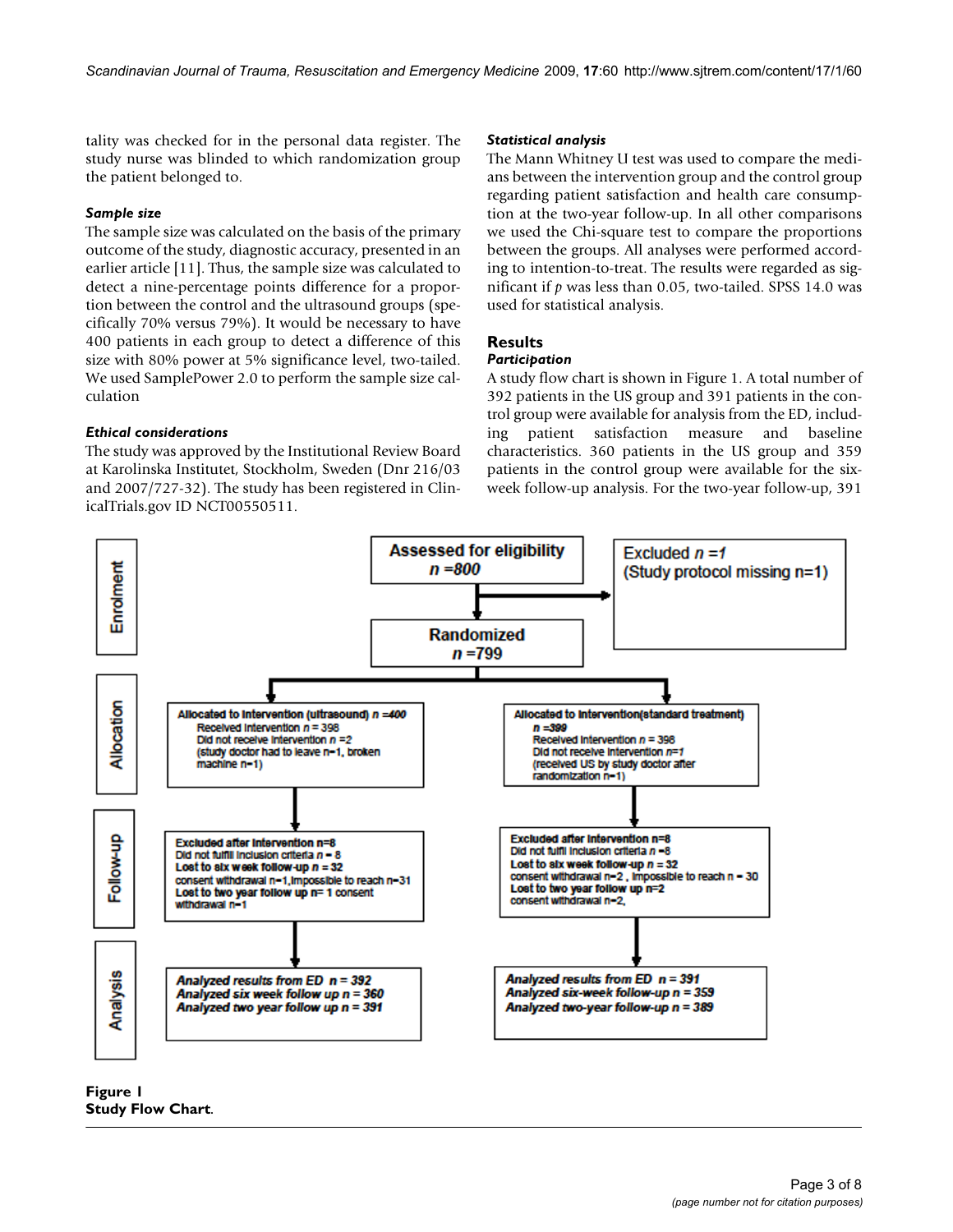tality was checked for in the personal data register. The study nurse was blinded to which randomization group the patient belonged to.

### *Sample size*

The sample size was calculated on the basis of the primary outcome of the study, diagnostic accuracy, presented in an earlier article [11]. Thus, the sample size was calculated to detect a nine-percentage points difference for a proportion between the control and the ultrasound groups (specifically 70% versus 79%). It would be necessary to have 400 patients in each group to detect a difference of this size with 80% power at 5% significance level, two-tailed. We used SamplePower 2.0 to perform the sample size calculation

### *Ethical considerations*

The study was approved by the Institutional Review Board at Karolinska Institutet, Stockholm, Sweden (Dnr 216/03 and 2007/727-32). The study has been registered in ClinicalTrials.gov ID NCT00550511.

### *Statistical analysis*

The Mann Whitney U test was used to compare the medians between the intervention group and the control group regarding patient satisfaction and health care consumption at the two-year follow-up. In all other comparisons we used the Chi-square test to compare the proportions between the groups. All analyses were performed according to intention-to-treat. The results were regarded as significant if $p$ was less than 0.05, two-tailed. SPSS 14.0 was used for statistical analysis.

## Results

### *Participation*

A study flow chart is shown in Figure 1. A total number of 392 patients in the US group and 391 patients in the control group were available for analysis from the ED, including patient satisfaction measure and baseline characteristics. 360 patients in the US group and 359 patients in the control group were available for the six-week follow-up analysis. For the two-year follow-up, 391

**Enrolment**

Assessed for eligibility *n* = 800

Excluded *n* = 1 (Study protocol missing n=1)

Randomized *n* = 799

**Allocation**

Allocated to intervention (ultrasound) *n* = 400
Received intervention *n* = 398
Did not receive intervention *n* = 2
(study doctor had to leave n=1, broken machine n=1)

Allocated to intervention (standard treatment) *n* = 399
Received intervention *n* = 398
Did not receive intervention *n* = 1
(received US by study doctor after randomization n=1)

**Follow-up**

Excluded after intervention n=8
Did not fulfil inclusion criteria *n* = 8
Lost to six week follow-up *n* = 32
consent withdrawal n=1, impossible to reach n=31
Lost to two year follow up n= 1 consent withdrawal n=1

Excluded after intervention n=8
Did not fulfil inclusion criteria *n* = 8
Lost to six week follow-up *n* = 32
consent withdrawal n=2, impossible to reach n = 30
Lost to two year follow up n=2
consent withdrawal n=2,

**Analysis**

*Analyzed results from ED n = 392*
*Analyzed six week follow up n = 360*
*Analyzed two year follow up n = 391*

*Analyzed results from ED n = 391*
*Analyzed six-week follow-up n = 359*
*Analyzed two-year follow-up n = 389*

**Figure 1**
**Study Flow Chart**.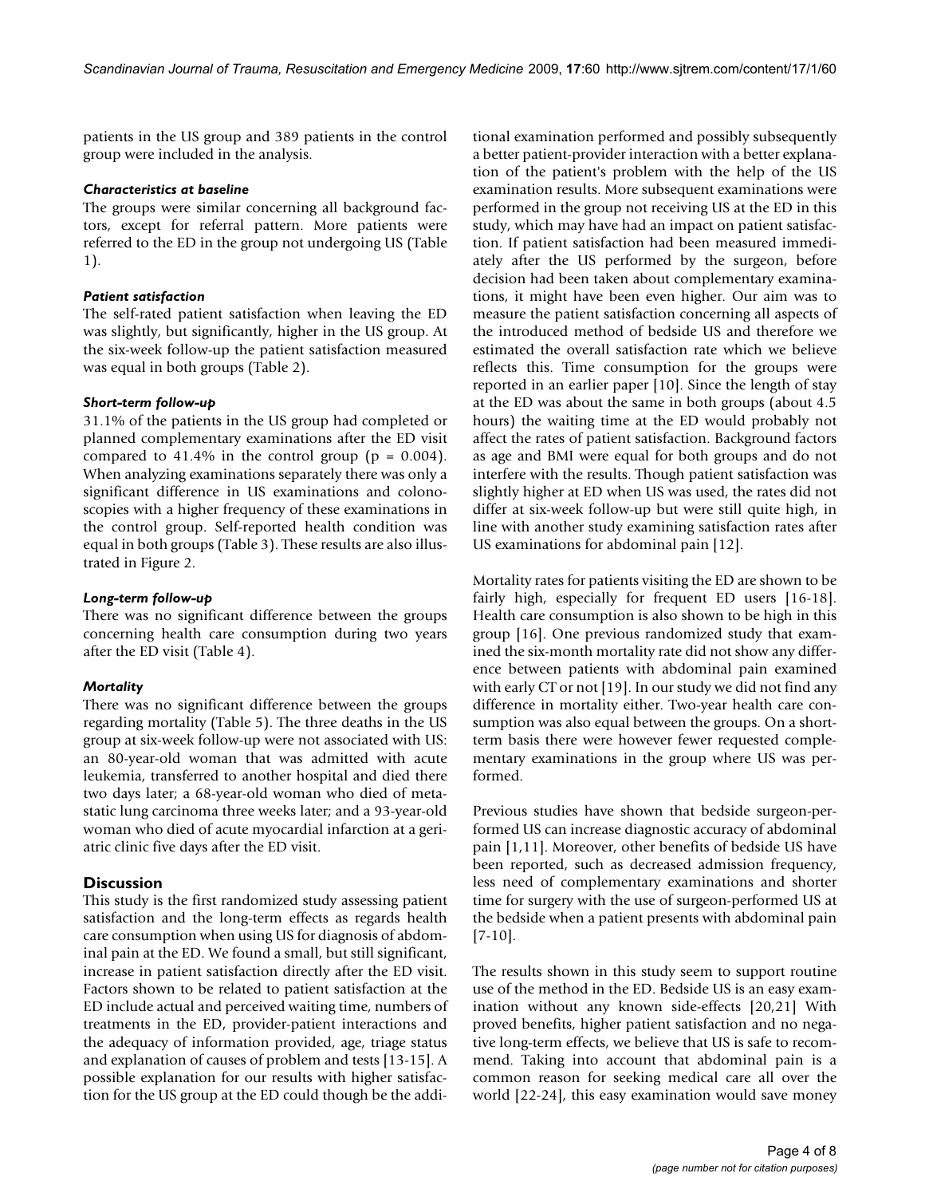patients in the US group and 389 patients in the control group were included in the analysis.

### *Characteristics at baseline*

The groups were similar concerning all background factors, except for referral pattern. More patients were referred to the ED in the group not undergoing US (Table 1).

### *Patient satisfaction*

The self-rated patient satisfaction when leaving the ED was slightly, but significantly, higher in the US group. At the six-week follow-up the patient satisfaction measured was equal in both groups (Table 2).

### *Short-term follow-up*

31.1% of the patients in the US group had completed or planned complementary examinations after the ED visit compared to 41.4% in the control group ($p = 0.004$). When analyzing examinations separately there was only a significant difference in US examinations and colonoscopies with a higher frequency of these examinations in the control group. Self-reported health condition was equal in both groups (Table 3). These results are also illustrated in Figure 2.

### *Long-term follow-up*

There was no significant difference between the groups concerning health care consumption during two years after the ED visit (Table 4).

### *Mortality*

There was no significant difference between the groups regarding mortality (Table 5). The three deaths in the US group at six-week follow-up were not associated with US: an 80-year-old woman that was admitted with acute leukemia, transferred to another hospital and died there two days later; a 68-year-old woman who died of metastatic lung carcinoma three weeks later; and a 93-year-old woman who died of acute myocardial infarction at a geriatric clinic five days after the ED visit.

## Discussion

This study is the first randomized study assessing patient satisfaction and the long-term effects as regards health care consumption when using US for diagnosis of abdominal pain at the ED. We found a small, but still significant, increase in patient satisfaction directly after the ED visit. Factors shown to be related to patient satisfaction at the ED include actual and perceived waiting time, numbers of treatments in the ED, provider-patient interactions and the adequacy of information provided, age, triage status and explanation of causes of problem and tests [13-15]. A possible explanation for our results with higher satisfaction for the US group at the ED could though be the additional examination performed and possibly subsequently a better patient-provider interaction with a better explanation of the patient's problem with the help of the US examination results. More subsequent examinations were performed in the group not receiving US at the ED in this study, which may have had an impact on patient satisfaction. If patient satisfaction had been measured immediately after the US performed by the surgeon, before decision had been taken about complementary examinations, it might have been even higher. Our aim was to measure the patient satisfaction concerning all aspects of the introduced method of bedside US and therefore we estimated the overall satisfaction rate which we believe reflects this. Time consumption for the groups were reported in an earlier paper [10]. Since the length of stay at the ED was about the same in both groups (about 4.5 hours) the waiting time at the ED would probably not affect the rates of patient satisfaction. Background factors as age and BMI were equal for both groups and do not interfere with the results. Though patient satisfaction was slightly higher at ED when US was used, the rates did not differ at six-week follow-up but were still quite high, in line with another study examining satisfaction rates after US examinations for abdominal pain [12].

Mortality rates for patients visiting the ED are shown to be fairly high, especially for frequent ED users [16-18]. Health care consumption is also shown to be high in this group [16]. One previous randomized study that examined the six-month mortality rate did not show any difference between patients with abdominal pain examined with early CT or not [19]. In our study we did not find any difference in mortality either. Two-year health care consumption was also equal between the groups. On a short-term basis there were however fewer requested complementary examinations in the group where US was performed.

Previous studies have shown that bedside surgeon-performed US can increase diagnostic accuracy of abdominal pain [1,11]. Moreover, other benefits of bedside US have been reported, such as decreased admission frequency, less need of complementary examinations and shorter time for surgery with the use of surgeon-performed US at the bedside when a patient presents with abdominal pain [7-10].

The results shown in this study seem to support routine use of the method in the ED. Bedside US is an easy examination without any known side-effects [20,21] With proved benefits, higher patient satisfaction and no negative long-term effects, we believe that US is safe to recommend. Taking into account that abdominal pain is a common reason for seeking medical care all over the world [22-24], this easy examination would save money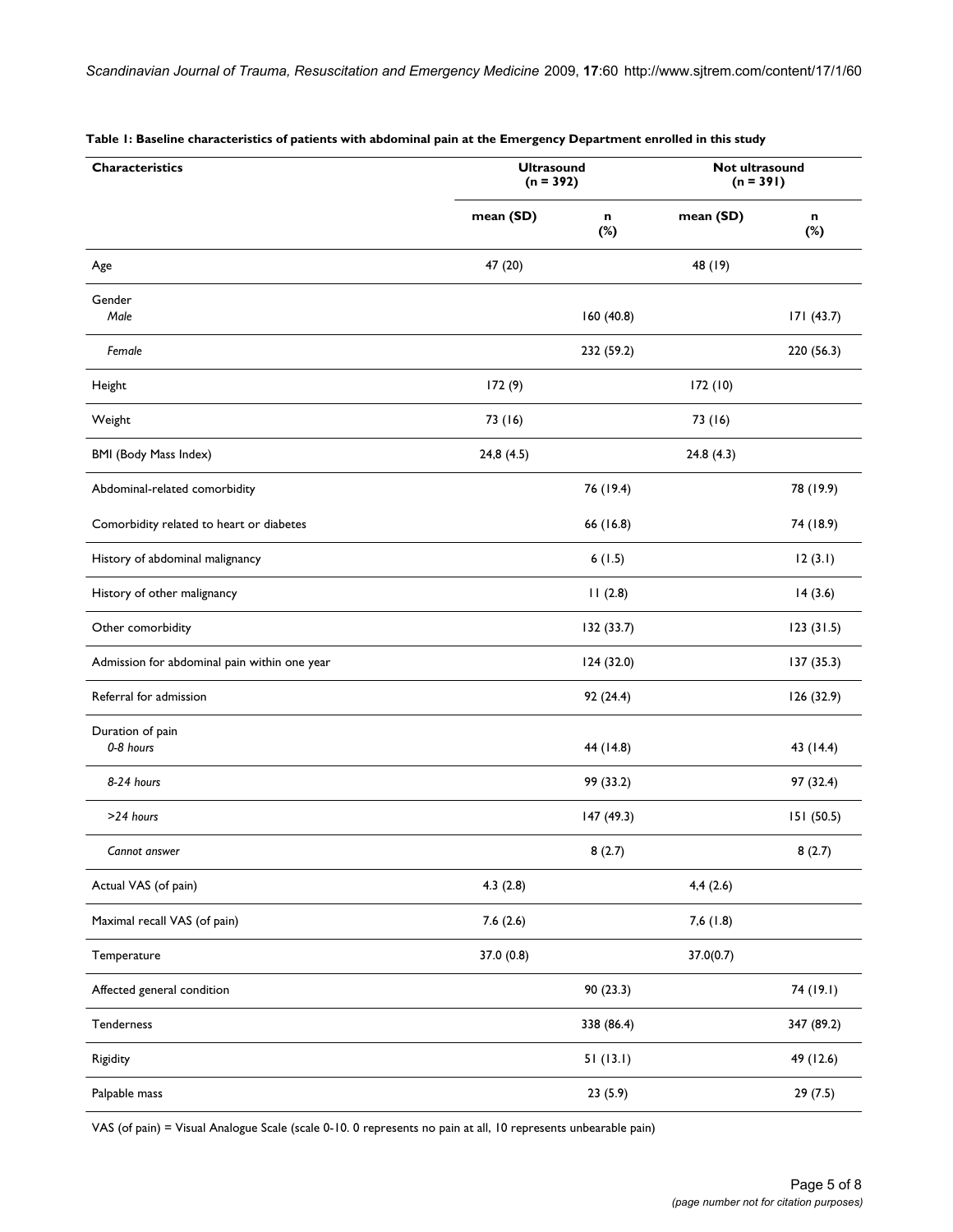**Table 1: Baseline characteristics of patients with abdominal pain at the Emergency Department enrolled in this study**

| Characteristics | Ultrasound (n = 392) | | Not ultrasound (n = 391) | |
|---|---|---|---|---|
| | mean (SD) | n (%) | mean (SD) | n (%) |
| Age | 47 (20) | | 48 (19) | |
| Gender<br>*Male* | | 160 (40.8) | | 171 (43.7) |
| *Female* | | 232 (59.2) | | 220 (56.3) |
| Height | 172 (9) | | 172 (10) | |
| Weight | 73 (16) | | 73 (16) | |
| BMI (Body Mass Index) | 24,8 (4.5) | | 24.8 (4.3) | |
| Abdominal-related comorbidity | | 76 (19.4) | | 78 (19.9) |
| Comorbidity related to heart or diabetes | | 66 (16.8) | | 74 (18.9) |
| History of abdominal malignancy | | 6 (1.5) | | 12 (3.1) |
| History of other malignancy | | 11 (2.8) | | 14 (3.6) |
| Other comorbidity | | 132 (33.7) | | 123 (31.5) |
| Admission for abdominal pain within one year | | 124 (32.0) | | 137 (35.3) |
| Referral for admission | | 92 (24.4) | | 126 (32.9) |
| Duration of pain<br>*0-8 hours* | | 44 (14.8) | | 43 (14.4) |
| *8-24 hours* | | 99 (33.2) | | 97 (32.4) |
| *>24 hours* | | 147 (49.3) | | 151 (50.5) |
| *Cannot answer* | | 8 (2.7) | | 8 (2.7) |
| Actual VAS (of pain) | 4.3 (2.8) | | 4,4 (2.6) | |
| Maximal recall VAS (of pain) | 7.6 (2.6) | | 7,6 (1.8) | |
| Temperature | 37.0 (0.8) | | 37.0(0.7) | |
| Affected general condition | | 90 (23.3) | | 74 (19.1) |
| Tenderness | | 338 (86.4) | | 347 (89.2) |
| Rigidity | | 51 (13.1) | | 49 (12.6) |
| Palpable mass | | 23 (5.9) | | 29 (7.5) |

VAS (of pain) = Visual Analogue Scale (scale 0-10. 0 represents no pain at all, 10 represents unbearable pain)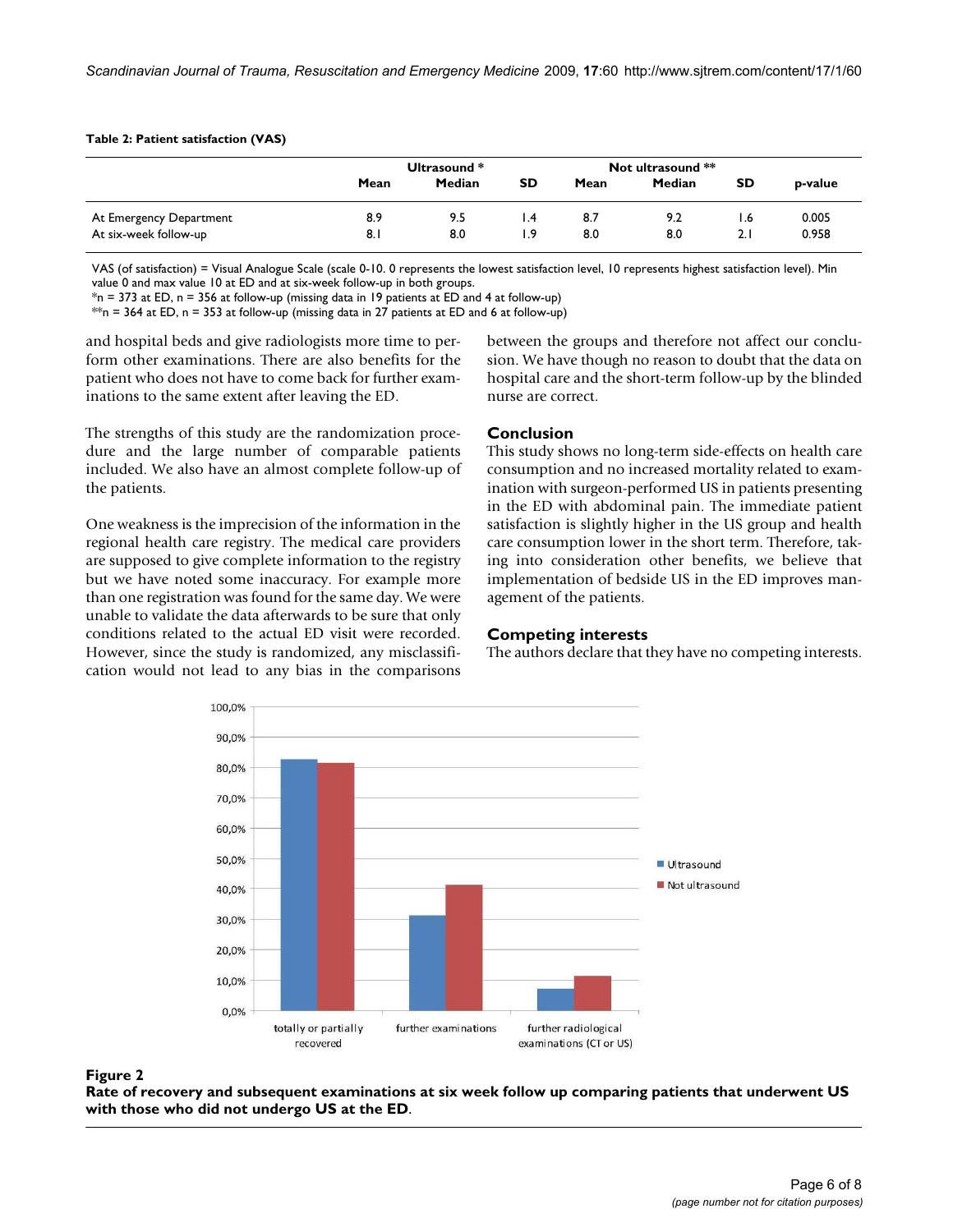**Table 2: Patient satisfaction (VAS)**

| | Ultrasound * | | | Not ultrasound ** | | | p-value |
|---|---|---|---|---|---|---|---|
| | Mean | Median | SD | Mean | Median | SD | |
| At Emergency Department | 8.9 | 9.5 | 1.4 | 8.7 | 9.2 | 1.6 | 0.005 |
| At six-week follow-up | 8.1 | 8.0 | 1.9 | 8.0 | 8.0 | 2.1 | 0.958 |

VAS (of satisfaction) = Visual Analogue Scale (scale 0-10. 0 represents the lowest satisfaction level, 10 represents highest satisfaction level). Min value 0 and max value 10 at ED and at six-week follow-up in both groups.
*n = 373 at ED, n = 356 at follow-up (missing data in 19 patients at ED and 4 at follow-up)
**n = 364 at ED, n = 353 at follow-up (missing data in 27 patients at ED and 6 at follow-up)

and hospital beds and give radiologists more time to perform other examinations. There are also benefits for the patient who does not have to come back for further examinations to the same extent after leaving the ED.

The strengths of this study are the randomization procedure and the large number of comparable patients included. We also have an almost complete follow-up of the patients.

One weakness is the imprecision of the information in the regional health care registry. The medical care providers are supposed to give complete information to the registry but we have noted some inaccuracy. For example more than one registration was found for the same day. We were unable to validate the data afterwards to be sure that only conditions related to the actual ED visit were recorded. However, since the study is randomized, any misclassification would not lead to any bias in the comparisons between the groups and therefore not affect our conclusion. We have though no reason to doubt that the data on hospital care and the short-term follow-up by the blinded nurse are correct.

## Conclusion

This study shows no long-term side-effects on health care consumption and no increased mortality related to examination with surgeon-performed US in patients presenting in the ED with abdominal pain. The immediate patient satisfaction is slightly higher in the US group and health care consumption lower in the short term. Therefore, taking into consideration other benefits, we believe that implementation of bedside US in the ED improves management of the patients.

## Competing interests

The authors declare that they have no competing interests.

**Figure 2**
**Rate of recovery and subsequent examinations at six week follow up comparing patients that underwent US with those who did not undergo US at the ED.**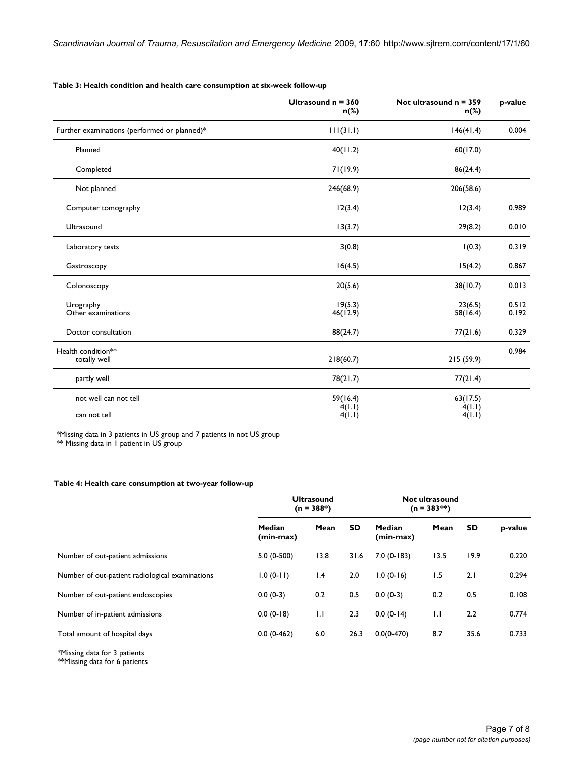**Table 3: Health condition and health care consumption at six-week follow-up**

| | Ultrasound n = 360 n(%) | Not ultrasound n = 359 n(%) | p-value |
|---|---|---|---|
| Further examinations (performed or planned)* | 111(31.1) | 146(41.4) | 0.004 |
| Planned | 40(11.2) | 60(17.0) | |
| Completed | 71(19.9) | 86(24.4) | |
| Not planned | 246(68.9) | 206(58.6) | |
| Computer tomography | 12(3.4) | 12(3.4) | 0.989 |
| Ultrasound | 13(3.7) | 29(8.2) | 0.010 |
| Laboratory tests | 3(0.8) | 1(0.3) | 0.319 |
| Gastroscopy | 16(4.5) | 15(4.2) | 0.867 |
| Colonoscopy | 20(5.6) | 38(10.7) | 0.013 |
| Urography | 19(5.3) | 23(6.5) | 0.512 |
| Other examinations | 46(12.9) | 58(16.4) | 0.192 |
| Doctor consultation | 88(24.7) | 77(21.6) | 0.329 |
| Health condition** | | | 0.984 |
| totally well | 218(60.7) | 215 (59.9) | |
| partly well | 78(21.7) | 77(21.4) | |
| not well can not tell | 59(16.4) 4(1.1) | 63(17.5) 4(1.1) | |
| can not tell | 4(1.1) | 4(1.1) | |

*Missing data in 3 patients in US group and 7 patients in not US group
** Missing data in 1 patient in US group

**Table 4: Health care consumption at two-year follow-up**

| | Ultrasound (n = 388*) | | | Not ultrasound (n = 383**) | | | |
|---|---|---|---|---|---|---|---|
| | Median (min-max) | Mean | SD | Median (min-max) | Mean | SD | p-value |
| Number of out-patient admissions | 5.0 (0-500) | 13.8 | 31.6 | 7.0 (0-183) | 13.5 | 19.9 | 0.220 |
| Number of out-patient radiological examinations | 1.0 (0-11) | 1.4 | 2.0 | 1.0 (0-16) | 1.5 | 2.1 | 0.294 |
| Number of out-patient endoscopies | 0.0 (0-3) | 0.2 | 0.5 | 0.0 (0-3) | 0.2 | 0.5 | 0.108 |
| Number of in-patient admissions | 0.0 (0-18) | 1.1 | 2.3 | 0.0 (0-14) | 1.1 | 2.2 | 0.774 |
| Total amount of hospital days | 0.0 (0-462) | 6.0 | 26.3 | 0.0(0-470) | 8.7 | 35.6 | 0.733 |

*Missing data for 3 patients
**Missing data for 6 patients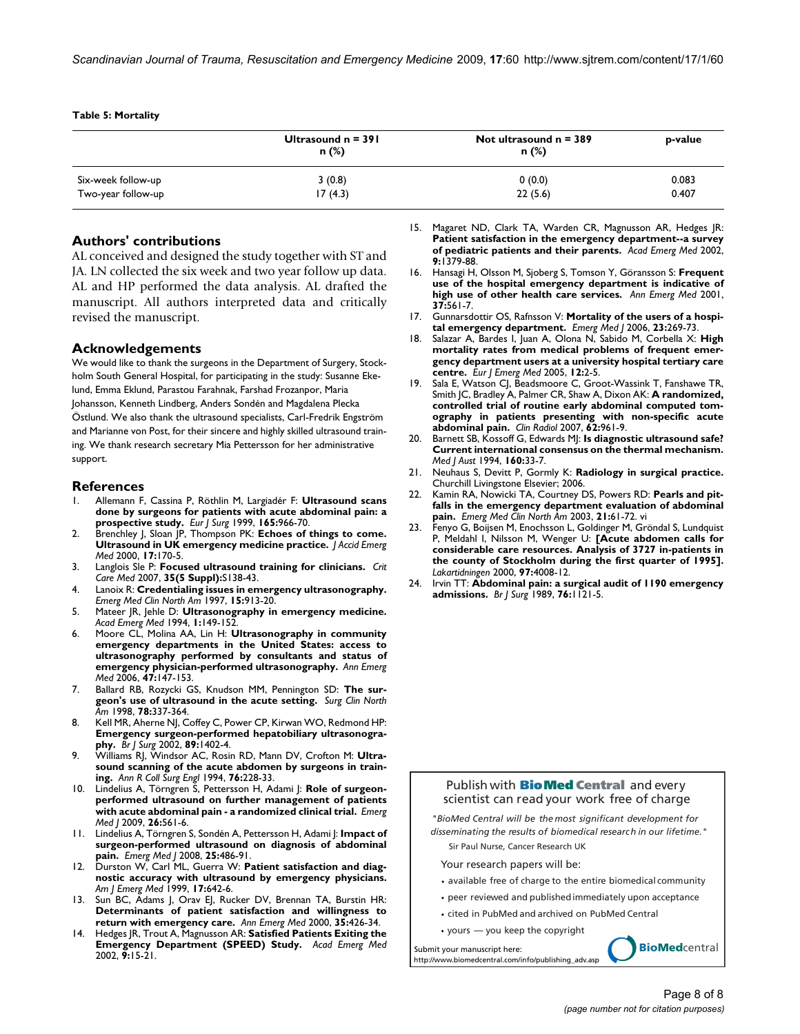**Table 5: Mortality**

| | Ultrasound n = 391<br>n (%) | Not ultrasound n = 389<br>n (%) | p-value |
|---|---|---|---|
| Six-week follow-up | 3 (0.8) | 0 (0.0) | 0.083 |
| Two-year follow-up | 17 (4.3) | 22 (5.6) | 0.407 |

## Authors' contributions

AL conceived and designed the study together with ST and JA. LN collected the six week and two year follow up data. AL and HP performed the data analysis. AL drafted the manuscript. All authors interpreted data and critically revised the manuscript.

## Acknowledgements

We would like to thank the surgeons in the Department of Surgery, Stockholm South General Hospital, for participating in the study: Susanne Ekelund, Emma Eklund, Parastou Farahnak, Farshad Frozanpor, Maria Johansson, Kenneth Lindberg, Anders Sondén and Magdalena Plecka Östlund. We also thank the ultrasound specialists, Carl-Fredrik Engström and Marianne von Post, for their sincere and highly skilled ultrasound training. We thank research secretary Mia Pettersson for her administrative support.

## References

1. Allemann F, Cassina P, Röthlin M, Largiadér F: **Ultrasound scans done by surgeons for patients with acute abdominal pain: a prospective study.** *Eur J Surg* 1999, **165:**966-70.
2. Brenchley J, Sloan JP, Thompson PK: **Echoes of things to come. Ultrasound in UK emergency medicine practice.** *J Accid Emerg Med* 2000, **17:**170-5.
3. Langlois Sle P: **Focused ultrasound training for clinicians.** *Crit Care Med* 2007, **35(5 Suppl):**S138-43.
4. Lanoix R: **Credentialing issues in emergency ultrasonography.** *Emerg Med Clin North Am* 1997, **15:**913-20.
5. Mateer JR, Jehle D: **Ultrasonography in emergency medicine.** *Acad Emerg Med* 1994, **1:**149-152.
6. Moore CL, Molina AA, Lin H: **Ultrasonography in community emergency departments in the United States: access to ultrasonography performed by consultants and status of emergency physician-performed ultrasonography.** *Ann Emerg Med* 2006, **47:**147-153.
7. Ballard RB, Rozycki GS, Knudson MM, Pennington SD: **The surgeon's use of ultrasound in the acute setting.** *Surg Clin North Am* 1998, **78:**337-364.
8. Kell MR, Aherne NJ, Coffey C, Power CP, Kirwan WO, Redmond HP: **Emergency surgeon-performed hepatobiliary ultrasonography.** *Br J Surg* 2002, **89:**1402-4.
9. Williams RJ, Windsor AC, Rosin RD, Mann DV, Crofton M: **Ultrasound scanning of the acute abdomen by surgeons in training.** *Ann R Coll Surg Engl* 1994, **76:**228-33.
10. Lindelius A, Törngren S, Pettersson H, Adami J: **Role of surgeon-performed ultrasound on further management of patients with acute abdominal pain - a randomized clinical trial.** *Emerg Med J* 2009, **26:**561-6.
11. Lindelius A, Törngren S, Sondén A, Pettersson H, Adami J: **Impact of surgeon-performed ultrasound on diagnosis of abdominal pain.** *Emerg Med J* 2008, **25:**486-91.
12. Durston W, Carl ML, Guerra W: **Patient satisfaction and diagnostic accuracy with ultrasound by emergency physicians.** *Am J Emerg Med* 1999, **17:**642-6.
13. Sun BC, Adams J, Orav EJ, Rucker DV, Brennan TA, Burstin HR: **Determinants of patient satisfaction and willingness to return with emergency care.** *Ann Emerg Med* 2000, **35:**426-34.
14. Hedges JR, Trout A, Magnusson AR: **Satisfied Patients Exiting the Emergency Department (SPEED) Study.** *Acad Emerg Med* 2002, **9:**15-21.
15. Magaret ND, Clark TA, Warden CR, Magnusson AR, Hedges JR: **Patient satisfaction in the emergency department--a survey of pediatric patients and their parents.** *Acad Emerg Med* 2002, **9:**1379-88.
16. Hansagi H, Olsson M, Sjoberg S, Tomson Y, Göransson S: **Frequent use of the hospital emergency department is indicative of high use of other health care services.** *Ann Emerg Med* 2001, **37:**561-7.
17. Gunnarsdottir OS, Rafnsson V: **Mortality of the users of a hospital emergency department.** *Emerg Med J* 2006, **23:**269-73.
18. Salazar A, Bardes I, Juan A, Olona N, Sabido M, Corbella X: **High mortality rates from medical problems of frequent emergency department users at a university hospital tertiary care centre.** *Eur J Emerg Med* 2005, **12:**2-5.
19. Sala E, Watson CJ, Beadsmoore C, Groot-Wassink T, Fanshawe TR, Smith JC, Bradley A, Palmer CR, Shaw A, Dixon AK: **A randomized, controlled trial of routine early abdominal computed tomography in patients presenting with non-specific acute abdominal pain.** *Clin Radiol* 2007, **62:**961-9.
20. Barnett SB, Kossoff G, Edwards MJ: **Is diagnostic ultrasound safe? Current international consensus on the thermal mechanism.** *Med J Aust* 1994, **160:**33-7.
21. Neuhaus S, Devitt P, Gormly K: **Radiology in surgical practice.** Churchill Livingstone Elsevier; 2006.
22. Kamin RA, Nowicki TA, Courtney DS, Powers RD: **Pearls and pitfalls in the emergency department evaluation of abdominal pain.** *Emerg Med Clin North Am* 2003, **21:**61-72. vi
23. Fenyo G, Boijsen M, Enochsson L, Goldinger M, Gröndal S, Lundquist P, Meldahl I, Nilsson M, Wenger U: **[Acute abdomen calls for considerable care resources. Analysis of 3727 in-patients in the county of Stockholm during the first quarter of 1995].** *Lakartidningen* 2000, **97:**4008-12.
24. Irvin TT: **Abdominal pain: a surgical audit of 1190 emergency admissions.** *Br J Surg* 1989, **76:**1121-5.

Publish with **BioMed Central** and every scientist can read your work free of charge

*"BioMed Central will be the most significant development for disseminating the results of biomedical research in our lifetime."*

Sir Paul Nurse, Cancer Research UK

Your research papers will be:

- available free of charge to the entire biomedical community
- peer reviewed and published immediately upon acceptance
- cited in PubMed and archived on PubMed Central
- yours — you keep the copyright

Submit your manuscript here:
http://www.biomedcentral.com/info/publishing_adv.asp

BioMedcentral